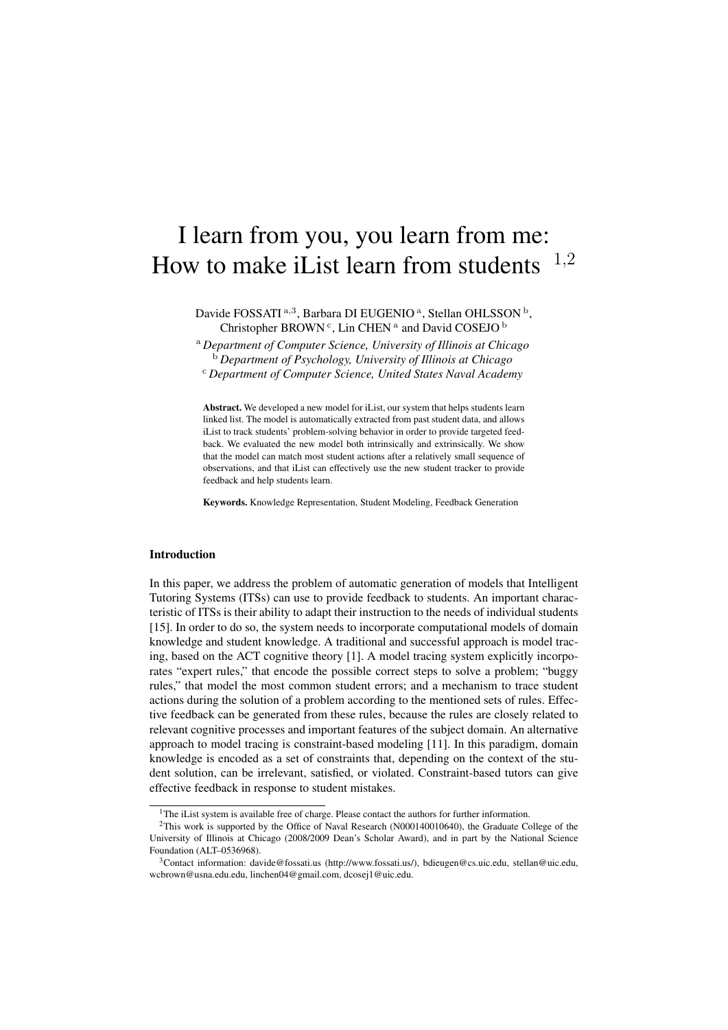# I learn from you, you learn from me: How to make iList learn from students [1,2]

Davide FOSSATI [a,3], Barbara DI EUGENIO [a], Stellan OHLSSON [b], Christopher BROWN [c], Lin CHEN [a] and David COSEJO [b]

[a] *Department of Computer Science, University of Illinois at Chicago*
[b] *Department of Psychology, University of Illinois at Chicago*
[c] *Department of Computer Science, United States Naval Academy*

**Abstract.** We developed a new model for iList, our system that helps students learn linked list. The model is automatically extracted from past student data, and allows iList to track students' problem-solving behavior in order to provide targeted feedback. We evaluated the new model both intrinsically and extrinsically. We show that the model can match most student actions after a relatively small sequence of observations, and that iList can effectively use the new student tracker to provide feedback and help students learn.

**Keywords.** Knowledge Representation, Student Modeling, Feedback Generation

## Introduction

In this paper, we address the problem of automatic generation of models that Intelligent Tutoring Systems (ITSs) can use to provide feedback to students. An important characteristic of ITSs is their ability to adapt their instruction to the needs of individual students [15]. In order to do so, the system needs to incorporate computational models of domain knowledge and student knowledge. A traditional and successful approach is model tracing, based on the ACT cognitive theory [1]. A model tracing system explicitly incorporates "expert rules," that encode the possible correct steps to solve a problem; "buggy rules," that model the most common student errors; and a mechanism to trace student actions during the solution of a problem according to the mentioned sets of rules. Effective feedback can be generated from these rules, because the rules are closely related to relevant cognitive processes and important features of the subject domain. An alternative approach to model tracing is constraint-based modeling [11]. In this paradigm, domain knowledge is encoded as a set of constraints that, depending on the context of the student solution, can be irrelevant, satisfied, or violated. Constraint-based tutors can give effective feedback in response to student mistakes.

[1] The iList system is available free of charge. Please contact the authors for further information.

[2] This work is supported by the Office of Naval Research (N000140010640), the Graduate College of the University of Illinois at Chicago (2008/2009 Dean's Scholar Award), and in part by the National Science Foundation (ALT–0536968).

[3] Contact information: davide@fossati.us (http://www.fossati.us/), bdieugen@cs.uic.edu, stellan@uic.edu, wcbrown@usna.edu.edu, linchen04@gmail.com, dcosej1@uic.edu.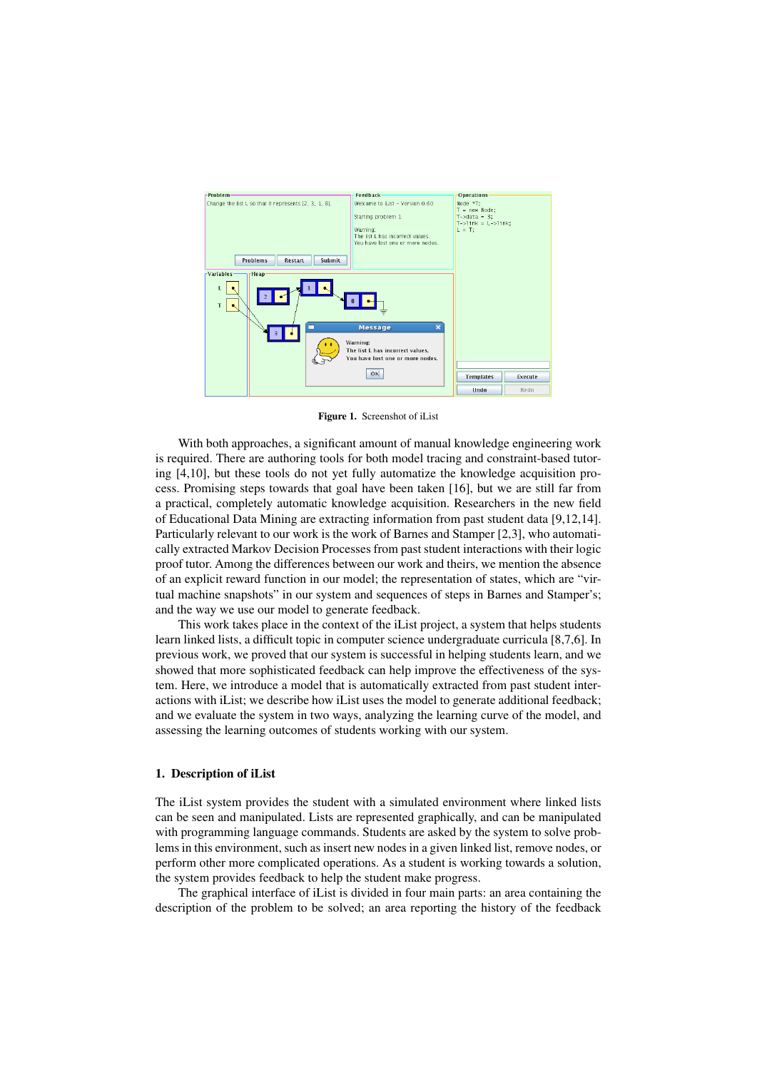Figure 1. Screenshot of iList

With both approaches, a significant amount of manual knowledge engineering work is required. There are authoring tools for both model tracing and constraint-based tutoring [4,10], but these tools do not yet fully automatize the knowledge acquisition process. Promising steps towards that goal have been taken [16], but we are still far from a practical, completely automatic knowledge acquisition. Researchers in the new field of Educational Data Mining are extracting information from past student data [9,12,14]. Particularly relevant to our work is the work of Barnes and Stamper [2,3], who automatically extracted Markov Decision Processes from past student interactions with their logic proof tutor. Among the differences between our work and theirs, we mention the absence of an explicit reward function in our model; the representation of states, which are "virtual machine snapshots" in our system and sequences of steps in Barnes and Stamper's; and the way we use our model to generate feedback.

This work takes place in the context of the iList project, a system that helps students learn linked lists, a difficult topic in computer science undergraduate curricula [8,7,6]. In previous work, we proved that our system is successful in helping students learn, and we showed that more sophisticated feedback can help improve the effectiveness of the system. Here, we introduce a model that is automatically extracted from past student interactions with iList; we describe how iList uses the model to generate additional feedback; and we evaluate the system in two ways, analyzing the learning curve of the model, and assessing the learning outcomes of students working with our system.

## 1. Description of iList

The iList system provides the student with a simulated environment where linked lists can be seen and manipulated. Lists are represented graphically, and can be manipulated with programming language commands. Students are asked by the system to solve problems in this environment, such as insert new nodes in a given linked list, remove nodes, or perform other more complicated operations. As a student is working towards a solution, the system provides feedback to help the student make progress.

The graphical interface of iList is divided in four main parts: an area containing the description of the problem to be solved; an area reporting the history of the feedback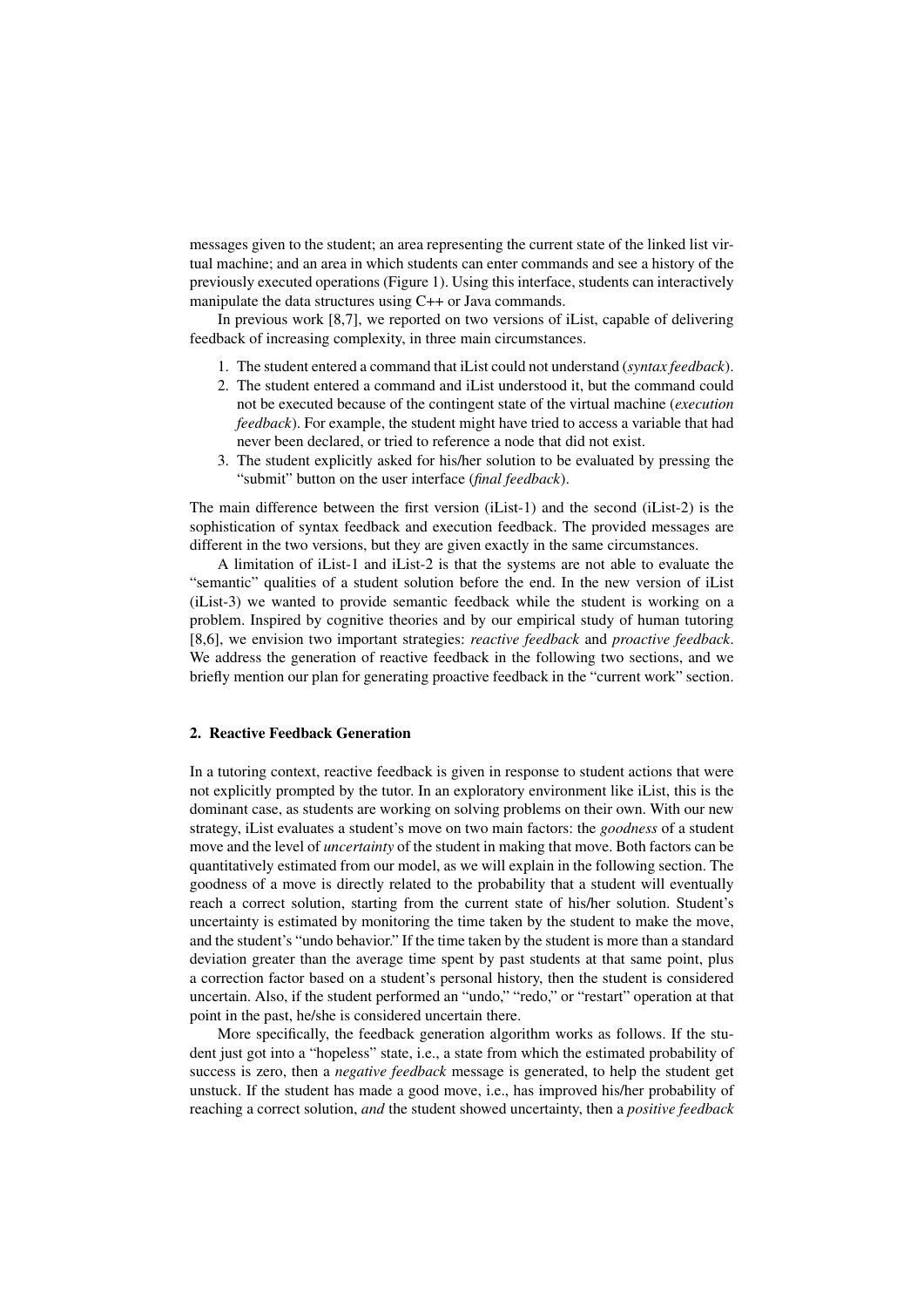messages given to the student; an area representing the current state of the linked list virtual machine; and an area in which students can enter commands and see a history of the previously executed operations (Figure 1). Using this interface, students can interactively manipulate the data structures using C++ or Java commands.

In previous work [8,7], we reported on two versions of iList, capable of delivering feedback of increasing complexity, in three main circumstances.

1. The student entered a command that iList could not understand (*syntax feedback*).
2. The student entered a command and iList understood it, but the command could not be executed because of the contingent state of the virtual machine (*execution feedback*). For example, the student might have tried to access a variable that had never been declared, or tried to reference a node that did not exist.
3. The student explicitly asked for his/her solution to be evaluated by pressing the "submit" button on the user interface (*final feedback*).

The main difference between the first version (iList-1) and the second (iList-2) is the sophistication of syntax feedback and execution feedback. The provided messages are different in the two versions, but they are given exactly in the same circumstances.

A limitation of iList-1 and iList-2 is that the systems are not able to evaluate the "semantic" qualities of a student solution before the end. In the new version of iList (iList-3) we wanted to provide semantic feedback while the student is working on a problem. Inspired by cognitive theories and by our empirical study of human tutoring [8,6], we envision two important strategies: *reactive feedback* and *proactive feedback*. We address the generation of reactive feedback in the following two sections, and we briefly mention our plan for generating proactive feedback in the "current work" section.

## 2. Reactive Feedback Generation

In a tutoring context, reactive feedback is given in response to student actions that were not explicitly prompted by the tutor. In an exploratory environment like iList, this is the dominant case, as students are working on solving problems on their own. With our new strategy, iList evaluates a student's move on two main factors: the *goodness* of a student move and the level of *uncertainty* of the student in making that move. Both factors can be quantitatively estimated from our model, as we will explain in the following section. The goodness of a move is directly related to the probability that a student will eventually reach a correct solution, starting from the current state of his/her solution. Student's uncertainty is estimated by monitoring the time taken by the student to make the move, and the student's "undo behavior." If the time taken by the student is more than a standard deviation greater than the average time spent by past students at that same point, plus a correction factor based on a student's personal history, then the student is considered uncertain. Also, if the student performed an "undo," "redo," or "restart" operation at that point in the past, he/she is considered uncertain there.

More specifically, the feedback generation algorithm works as follows. If the student just got into a "hopeless" state, i.e., a state from which the estimated probability of success is zero, then a *negative feedback* message is generated, to help the student get unstuck. If the student has made a good move, i.e., has improved his/her probability of reaching a correct solution, *and* the student showed uncertainty, then a *positive feedback*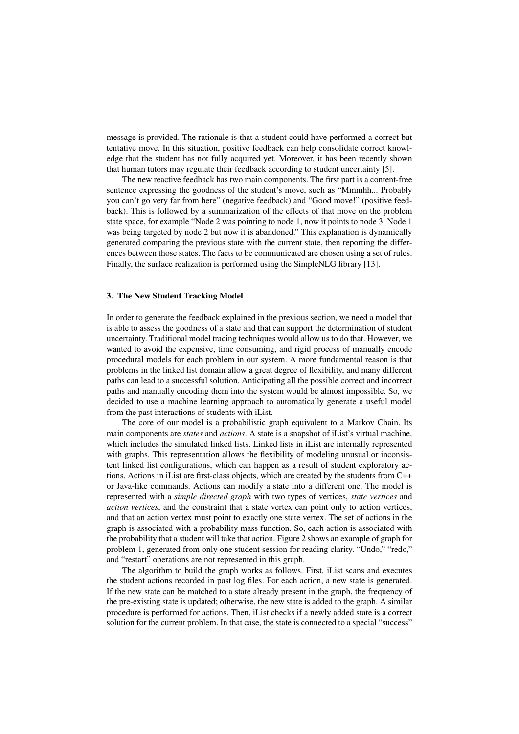message is provided. The rationale is that a student could have performed a correct but tentative move. In this situation, positive feedback can help consolidate correct knowledge that the student has not fully acquired yet. Moreover, it has been recently shown that human tutors may regulate their feedback according to student uncertainty [5].

The new reactive feedback has two main components. The first part is a content-free sentence expressing the goodness of the student's move, such as "Mmmhh... Probably you can't go very far from here" (negative feedback) and "Good move!" (positive feedback). This is followed by a summarization of the effects of that move on the problem state space, for example "Node 2 was pointing to node 1, now it points to node 3. Node 1 was being targeted by node 2 but now it is abandoned." This explanation is dynamically generated comparing the previous state with the current state, then reporting the differences between those states. The facts to be communicated are chosen using a set of rules. Finally, the surface realization is performed using the SimpleNLG library [13].

## 3. The New Student Tracking Model

In order to generate the feedback explained in the previous section, we need a model that is able to assess the goodness of a state and that can support the determination of student uncertainty. Traditional model tracing techniques would allow us to do that. However, we wanted to avoid the expensive, time consuming, and rigid process of manually encode procedural models for each problem in our system. A more fundamental reason is that problems in the linked list domain allow a great degree of flexibility, and many different paths can lead to a successful solution. Anticipating all the possible correct and incorrect paths and manually encoding them into the system would be almost impossible. So, we decided to use a machine learning approach to automatically generate a useful model from the past interactions of students with iList.

The core of our model is a probabilistic graph equivalent to a Markov Chain. Its main components are *states* and *actions*. A state is a snapshot of iList's virtual machine, which includes the simulated linked lists. Linked lists in iList are internally represented with graphs. This representation allows the flexibility of modeling unusual or inconsistent linked list configurations, which can happen as a result of student exploratory actions. Actions in iList are first-class objects, which are created by the students from C++ or Java-like commands. Actions can modify a state into a different one. The model is represented with a *simple directed graph* with two types of vertices, *state vertices* and *action vertices*, and the constraint that a state vertex can point only to action vertices, and that an action vertex must point to exactly one state vertex. The set of actions in the graph is associated with a probability mass function. So, each action is associated with the probability that a student will take that action. Figure 2 shows an example of graph for problem 1, generated from only one student session for reading clarity. "Undo," "redo," and "restart" operations are not represented in this graph.

The algorithm to build the graph works as follows. First, iList scans and executes the student actions recorded in past log files. For each action, a new state is generated. If the new state can be matched to a state already present in the graph, the frequency of the pre-existing state is updated; otherwise, the new state is added to the graph. A similar procedure is performed for actions. Then, iList checks if a newly added state is a correct solution for the current problem. In that case, the state is connected to a special "success"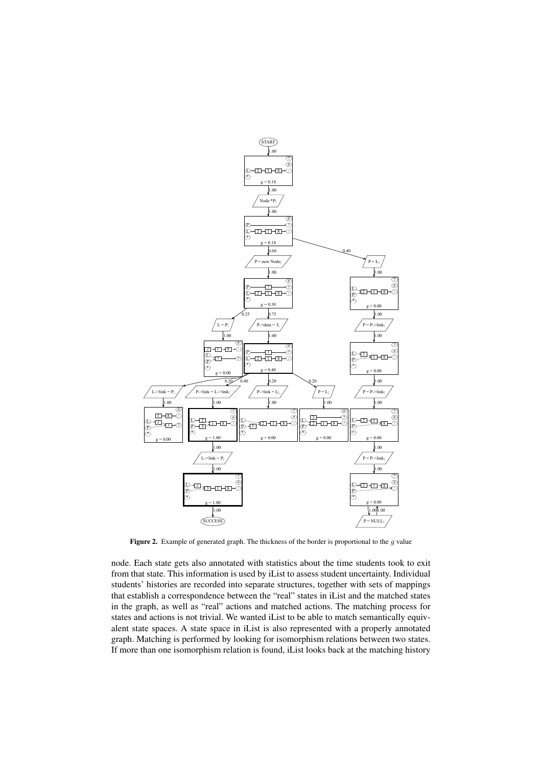**Figure 2.** Example of generated graph. The thickness of the border is proportional to the $g$ value

node. Each state gets also annotated with statistics about the time students took to exit from that state. This information is used by iList to assess student uncertainty. Individual students' histories are recorded into separate structures, together with sets of mappings that establish a correspondence between the "real" states in iList and the matched states in the graph, as well as "real" actions and matched actions. The matching process for states and actions is not trivial. We wanted iList to be able to match semantically equivalent state spaces. A state space in iList is also represented with a properly annotated graph. Matching is performed by looking for isomorphism relations between two states. If more than one isomorphism relation is found, iList looks back at the matching history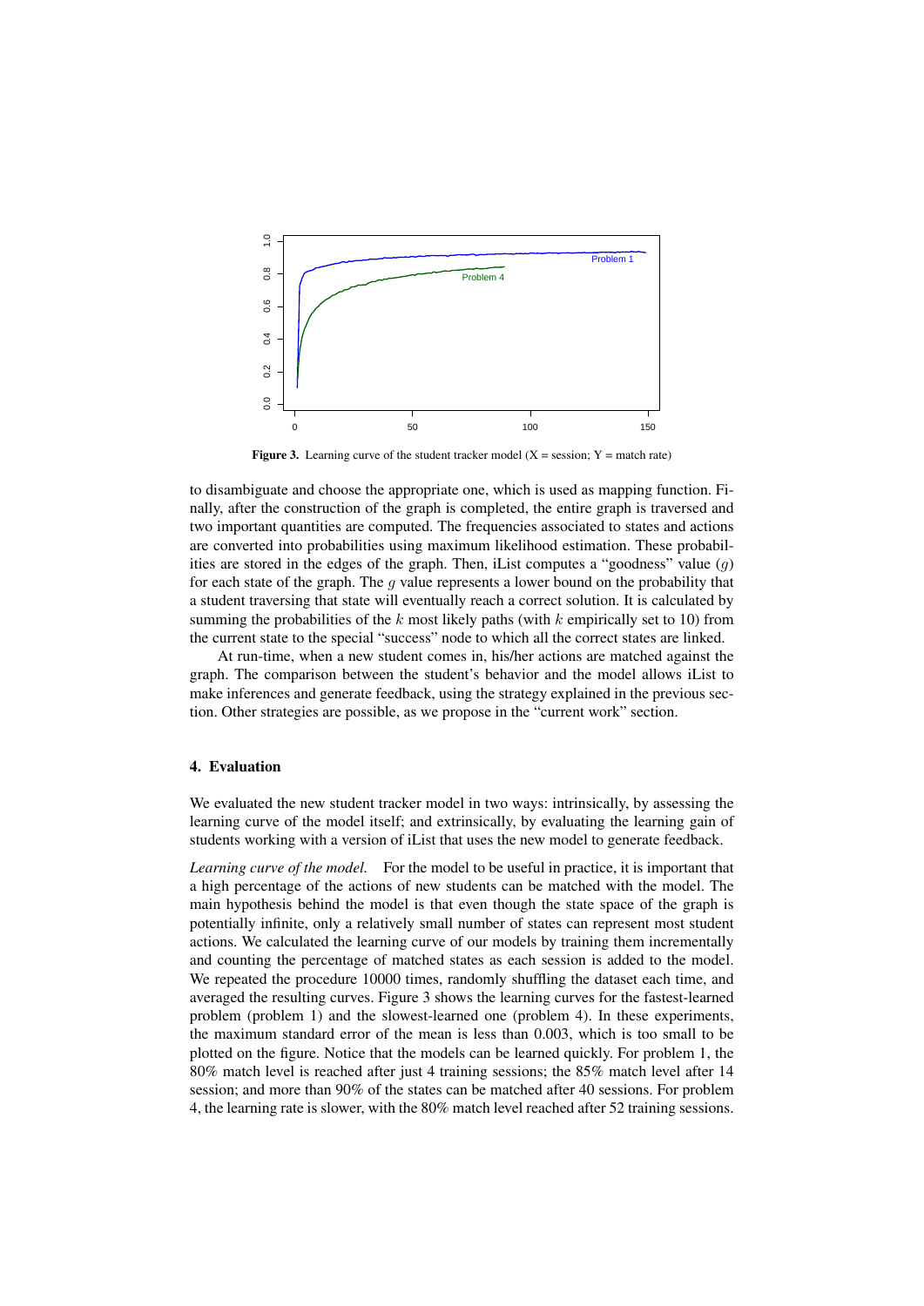**Figure 3.** Learning curve of the student tracker model (X = session; Y = match rate)

to disambiguate and choose the appropriate one, which is used as mapping function. Finally, after the construction of the graph is completed, the entire graph is traversed and two important quantities are computed. The frequencies associated to states and actions are converted into probabilities using maximum likelihood estimation. These probabilities are stored in the edges of the graph. Then, iList computes a "goodness" value ($g$) for each state of the graph. The $g$ value represents a lower bound on the probability that a student traversing that state will eventually reach a correct solution. It is calculated by summing the probabilities of the $k$ most likely paths (with $k$ empirically set to 10) from the current state to the special "success" node to which all the correct states are linked.

At run-time, when a new student comes in, his/her actions are matched against the graph. The comparison between the student's behavior and the model allows iList to make inferences and generate feedback, using the strategy explained in the previous section. Other strategies are possible, as we propose in the "current work" section.

## 4. Evaluation

We evaluated the new student tracker model in two ways: intrinsically, by assessing the learning curve of the model itself; and extrinsically, by evaluating the learning gain of students working with a version of iList that uses the new model to generate feedback.

*Learning curve of the model.* For the model to be useful in practice, it is important that a high percentage of the actions of new students can be matched with the model. The main hypothesis behind the model is that even though the state space of the graph is potentially infinite, only a relatively small number of states can represent most student actions. We calculated the learning curve of our models by training them incrementally and counting the percentage of matched states as each session is added to the model. We repeated the procedure 10000 times, randomly shuffling the dataset each time, and averaged the resulting curves. Figure 3 shows the learning curves for the fastest-learned problem (problem 1) and the slowest-learned one (problem 4). In these experiments, the maximum standard error of the mean is less than 0.003, which is too small to be plotted on the figure. Notice that the models can be learned quickly. For problem 1, the 80% match level is reached after just 4 training sessions; the 85% match level after 14 session; and more than 90% of the states can be matched after 40 sessions. For problem 4, the learning rate is slower, with the 80% match level reached after 52 training sessions.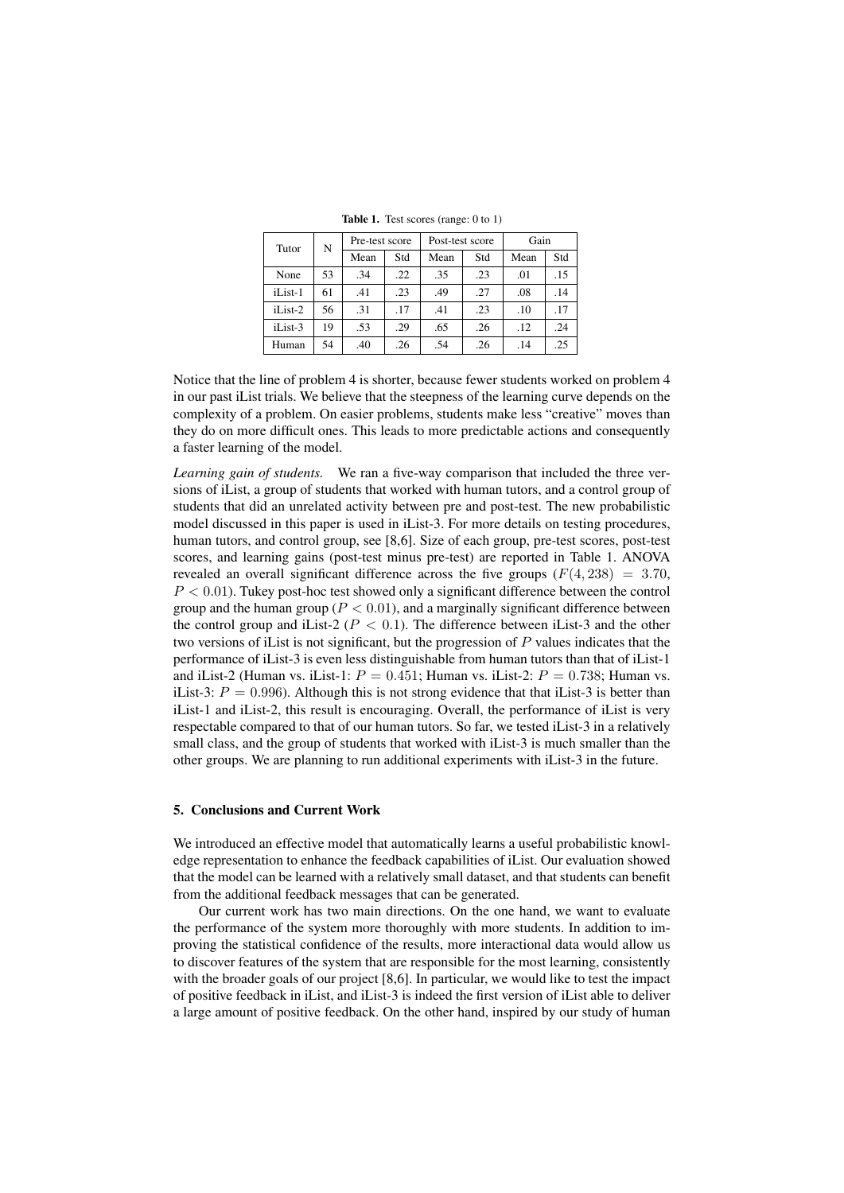**Table 1.** Test scores (range: 0 to 1)

| Tutor | N | Pre-test score | | Post-test score | | Gain | |
|---|---|---|---|---|---|---|---|
| | | Mean | Std | Mean | Std | Mean | Std |
| None | 53 | .34 | .22 | .35 | .23 | .01 | .15 |
| iList-1 | 61 | .41 | .23 | .49 | .27 | .08 | .14 |
| iList-2 | 56 | .31 | .17 | .41 | .23 | .10 | .17 |
| iList-3 | 19 | .53 | .29 | .65 | .26 | .12 | .24 |
| Human | 54 | .40 | .26 | .54 | .26 | .14 | .25 |

Notice that the line of problem 4 is shorter, because fewer students worked on problem 4 in our past iList trials. We believe that the steepness of the learning curve depends on the complexity of a problem. On easier problems, students make less "creative" moves than they do on more difficult ones. This leads to more predictable actions and consequently a faster learning of the model.

*Learning gain of students.* We ran a five-way comparison that included the three versions of iList, a group of students that worked with human tutors, and a control group of students that did an unrelated activity between pre and post-test. The new probabilistic model discussed in this paper is used in iList-3. For more details on testing procedures, human tutors, and control group, see [8,6]. Size of each group, pre-test scores, post-test scores, and learning gains (post-test minus pre-test) are reported in Table 1. ANOVA revealed an overall significant difference across the five groups ($F(4, 238) = 3.70$, $P < 0.01$). Tukey post-hoc test showed only a significant difference between the control group and the human group ($P < 0.01$), and a marginally significant difference between the control group and iList-2 ($P < 0.1$). The difference between iList-3 and the other two versions of iList is not significant, but the progression of $P$ values indicates that the performance of iList-3 is even less distinguishable from human tutors than that of iList-1 and iList-2 (Human vs. iList-1: $P = 0.451$; Human vs. iList-2: $P = 0.738$; Human vs. iList-3: $P = 0.996$). Although this is not strong evidence that that iList-3 is better than iList-1 and iList-2, this result is encouraging. Overall, the performance of iList is very respectable compared to that of our human tutors. So far, we tested iList-3 in a relatively small class, and the group of students that worked with iList-3 is much smaller than the other groups. We are planning to run additional experiments with iList-3 in the future.

## 5. Conclusions and Current Work

We introduced an effective model that automatically learns a useful probabilistic knowledge representation to enhance the feedback capabilities of iList. Our evaluation showed that the model can be learned with a relatively small dataset, and that students can benefit from the additional feedback messages that can be generated.

Our current work has two main directions. On the one hand, we want to evaluate the performance of the system more thoroughly with more students. In addition to improving the statistical confidence of the results, more interactional data would allow us to discover features of the system that are responsible for the most learning, consistently with the broader goals of our project [8,6]. In particular, we would like to test the impact of positive feedback in iList, and iList-3 is indeed the first version of iList able to deliver a large amount of positive feedback. On the other hand, inspired by our study of human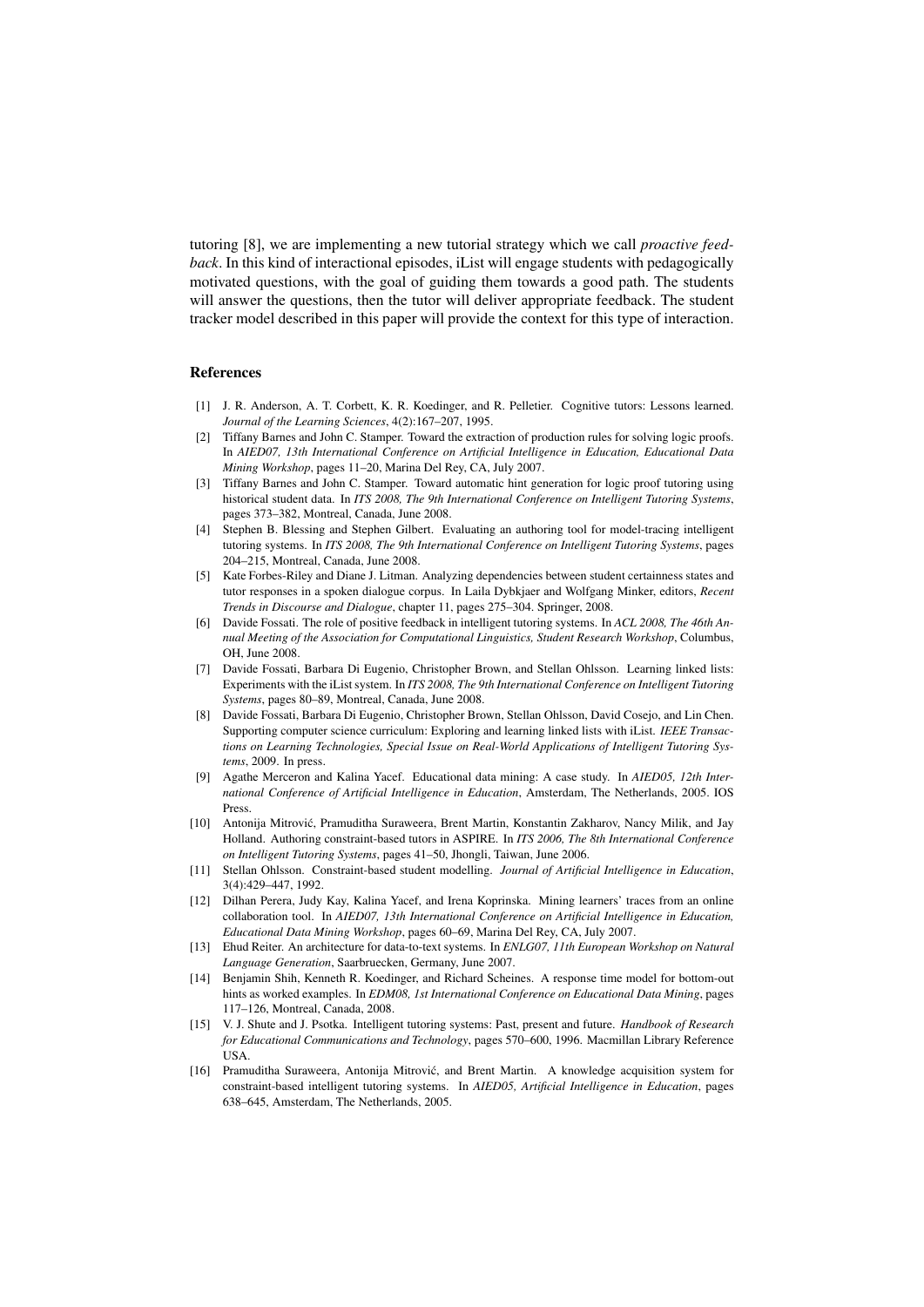tutoring [8], we are implementing a new tutorial strategy which we call *proactive feedback*. In this kind of interactional episodes, iList will engage students with pedagogically motivated questions, with the goal of guiding them towards a good path. The students will answer the questions, then the tutor will deliver appropriate feedback. The student tracker model described in this paper will provide the context for this type of interaction.

## References

[1] J. R. Anderson, A. T. Corbett, K. R. Koedinger, and R. Pelletier. Cognitive tutors: Lessons learned. *Journal of the Learning Sciences*, 4(2):167–207, 1995.

[2] Tiffany Barnes and John C. Stamper. Toward the extraction of production rules for solving logic proofs. In *AIED07, 13th International Conference on Artificial Intelligence in Education, Educational Data Mining Workshop*, pages 11–20, Marina Del Rey, CA, July 2007.

[3] Tiffany Barnes and John C. Stamper. Toward automatic hint generation for logic proof tutoring using historical student data. In *ITS 2008, The 9th International Conference on Intelligent Tutoring Systems*, pages 373–382, Montreal, Canada, June 2008.

[4] Stephen B. Blessing and Stephen Gilbert. Evaluating an authoring tool for model-tracing intelligent tutoring systems. In *ITS 2008, The 9th International Conference on Intelligent Tutoring Systems*, pages 204–215, Montreal, Canada, June 2008.

[5] Kate Forbes-Riley and Diane J. Litman. Analyzing dependencies between student certainness states and tutor responses in a spoken dialogue corpus. In Laila Dybkjaer and Wolfgang Minker, editors, *Recent Trends in Discourse and Dialogue*, chapter 11, pages 275–304. Springer, 2008.

[6] Davide Fossati. The role of positive feedback in intelligent tutoring systems. In *ACL 2008, The 46th Annual Meeting of the Association for Computational Linguistics, Student Research Workshop*, Columbus, OH, June 2008.

[7] Davide Fossati, Barbara Di Eugenio, Christopher Brown, and Stellan Ohlsson. Learning linked lists: Experiments with the iList system. In *ITS 2008, The 9th International Conference on Intelligent Tutoring Systems*, pages 80–89, Montreal, Canada, June 2008.

[8] Davide Fossati, Barbara Di Eugenio, Christopher Brown, Stellan Ohlsson, David Cosejo, and Lin Chen. Supporting computer science curriculum: Exploring and learning linked lists with iList. *IEEE Transactions on Learning Technologies, Special Issue on Real-World Applications of Intelligent Tutoring Systems*, 2009. In press.

[9] Agathe Merceron and Kalina Yacef. Educational data mining: A case study. In *AIED05, 12th International Conference of Artificial Intelligence in Education*, Amsterdam, The Netherlands, 2005. IOS Press.

[10] Antonija Mitrović, Pramuditha Suraweera, Brent Martin, Konstantin Zakharov, Nancy Milik, and Jay Holland. Authoring constraint-based tutors in ASPIRE. In *ITS 2006, The 8th International Conference on Intelligent Tutoring Systems*, pages 41–50, Jhongli, Taiwan, June 2006.

[11] Stellan Ohlsson. Constraint-based student modelling. *Journal of Artificial Intelligence in Education*, 3(4):429–447, 1992.

[12] Dilhan Perera, Judy Kay, Kalina Yacef, and Irena Koprinska. Mining learners' traces from an online collaboration tool. In *AIED07, 13th International Conference on Artificial Intelligence in Education, Educational Data Mining Workshop*, pages 60–69, Marina Del Rey, CA, July 2007.

[13] Ehud Reiter. An architecture for data-to-text systems. In *ENLG07, 11th European Workshop on Natural Language Generation*, Saarbruecken, Germany, June 2007.

[14] Benjamin Shih, Kenneth R. Koedinger, and Richard Scheines. A response time model for bottom-out hints as worked examples. In *EDM08, 1st International Conference on Educational Data Mining*, pages 117–126, Montreal, Canada, 2008.

[15] V. J. Shute and J. Psotka. Intelligent tutoring systems: Past, present and future. *Handbook of Research for Educational Communications and Technology*, pages 570–600, 1996. Macmillan Library Reference USA.

[16] Pramuditha Suraweera, Antonija Mitrović, and Brent Martin. A knowledge acquisition system for constraint-based intelligent tutoring systems. In *AIED05, Artificial Intelligence in Education*, pages 638–645, Amsterdam, The Netherlands, 2005.